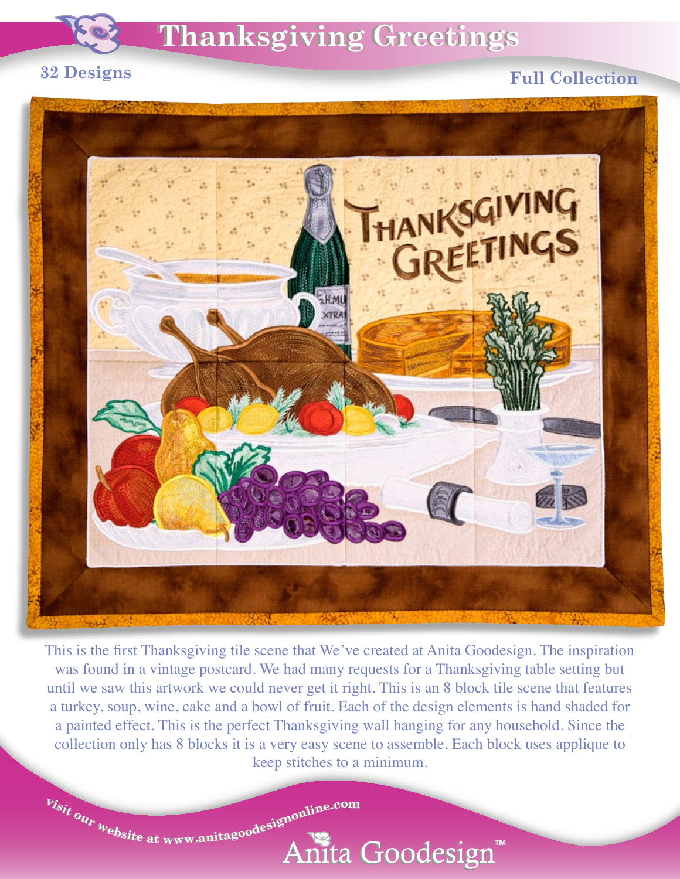# Thanksgiving Greetings

**32 Designs**

**Full Collection**

This is the first Thanksgiving tile scene that We've created at Anita Goodesign. The inspiration was found in a vintage postcard. We had many requests for a Thanksgiving table setting but until we saw this artwork we could never get it right. This is an 8 block tile scene that features a turkey, soup, wine, cake and a bowl of fruit. Each of the design elements is hand shaded for a painted effect. This is the perfect Thanksgiving wall hanging for any household. Since the collection only has 8 blocks it is a very easy scene to assemble. Each block uses applique to keep stitches to a minimum.

Visit our website at www.anitagoodesignonline.com

Anita Goodesign™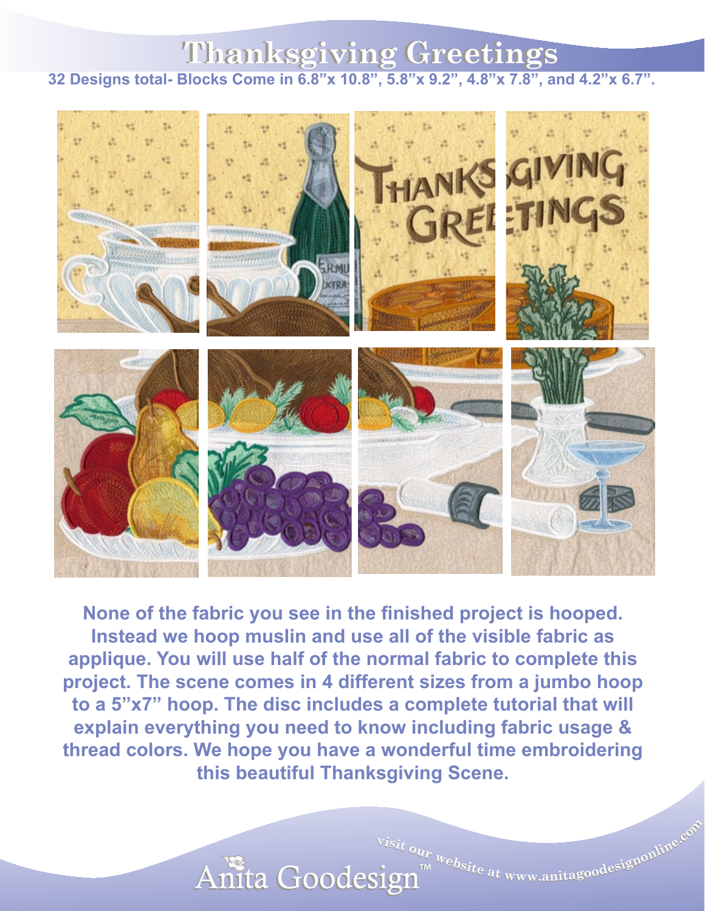# Thanksgiving Greetings

**32 Designs total- Blocks Come in 6.8"x 10.8", 5.8"x 9.2", 4.8"x 7.8", and 4.2"x 6.7".**

**None of the fabric you see in the finished project is hooped. Instead we hoop muslin and use all of the visible fabric as applique. You will use half of the normal fabric to complete this project. The scene comes in 4 different sizes from a jumbo hoop to a 5"x7" hoop. The disc includes a complete tutorial that will explain everything you need to know including fabric usage & thread colors. We hope you have a wonderful time embroidering this beautiful Thanksgiving Scene.**

Anita Goodesign™

visit our website at www.anitagoodesignonline.com